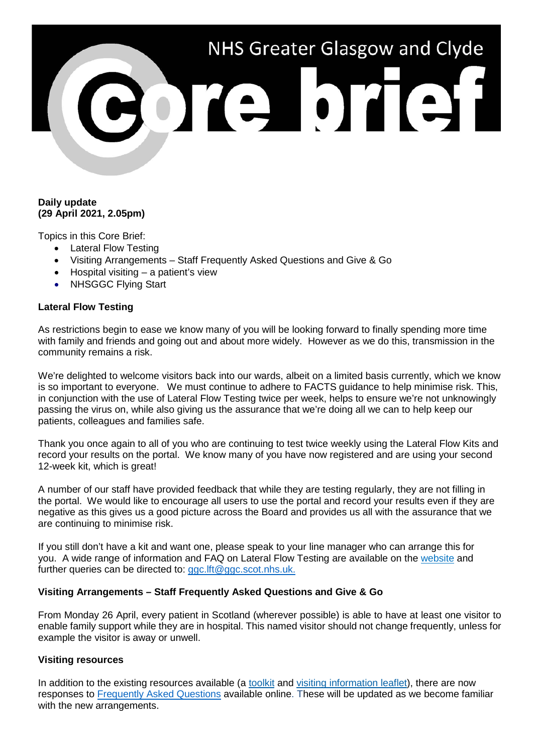# NHS Greater Glasgow and Clyde Core brief

**Daily update**
**(29 April 2021, 2.05pm)**

Topics in this Core Brief:

- Lateral Flow Testing
- Visiting Arrangements – Staff Frequently Asked Questions and Give & Go
- Hospital visiting – a patient's view
- NHSGGC Flying Start

**Lateral Flow Testing**

As restrictions begin to ease we know many of you will be looking forward to finally spending more time with family and friends and going out and about more widely. However as we do this, transmission in the community remains a risk.

We're delighted to welcome visitors back into our wards, albeit on a limited basis currently, which we know is so important to everyone. We must continue to adhere to FACTS guidance to help minimise risk. This, in conjunction with the use of Lateral Flow Testing twice per week, helps to ensure we're not unknowingly passing the virus on, while also giving us the assurance that we're doing all we can to help keep our patients, colleagues and families safe.

Thank you once again to all of you who are continuing to test twice weekly using the Lateral Flow Kits and record your results on the portal. We know many of you have now registered and are using your second 12-week kit, which is great!

A number of our staff have provided feedback that while they are testing regularly, they are not filling in the portal. We would like to encourage all users to use the portal and record your results even if they are negative as this gives us a good picture across the Board and provides us all with the assurance that we are continuing to minimise risk.

If you still don't have a kit and want one, please speak to your line manager who can arrange this for you. A wide range of information and FAQ on Lateral Flow Testing are available on the website and further queries can be directed to: ggc.lft@ggc.scot.nhs.uk.

**Visiting Arrangements – Staff Frequently Asked Questions and Give & Go**

From Monday 26 April, every patient in Scotland (wherever possible) is able to have at least one visitor to enable family support while they are in hospital. This named visitor should not change frequently, unless for example the visitor is away or unwell.

**Visiting resources**

In addition to the existing resources available (a toolkit and visiting information leaflet), there are now responses to Frequently Asked Questions available online. These will be updated as we become familiar with the new arrangements.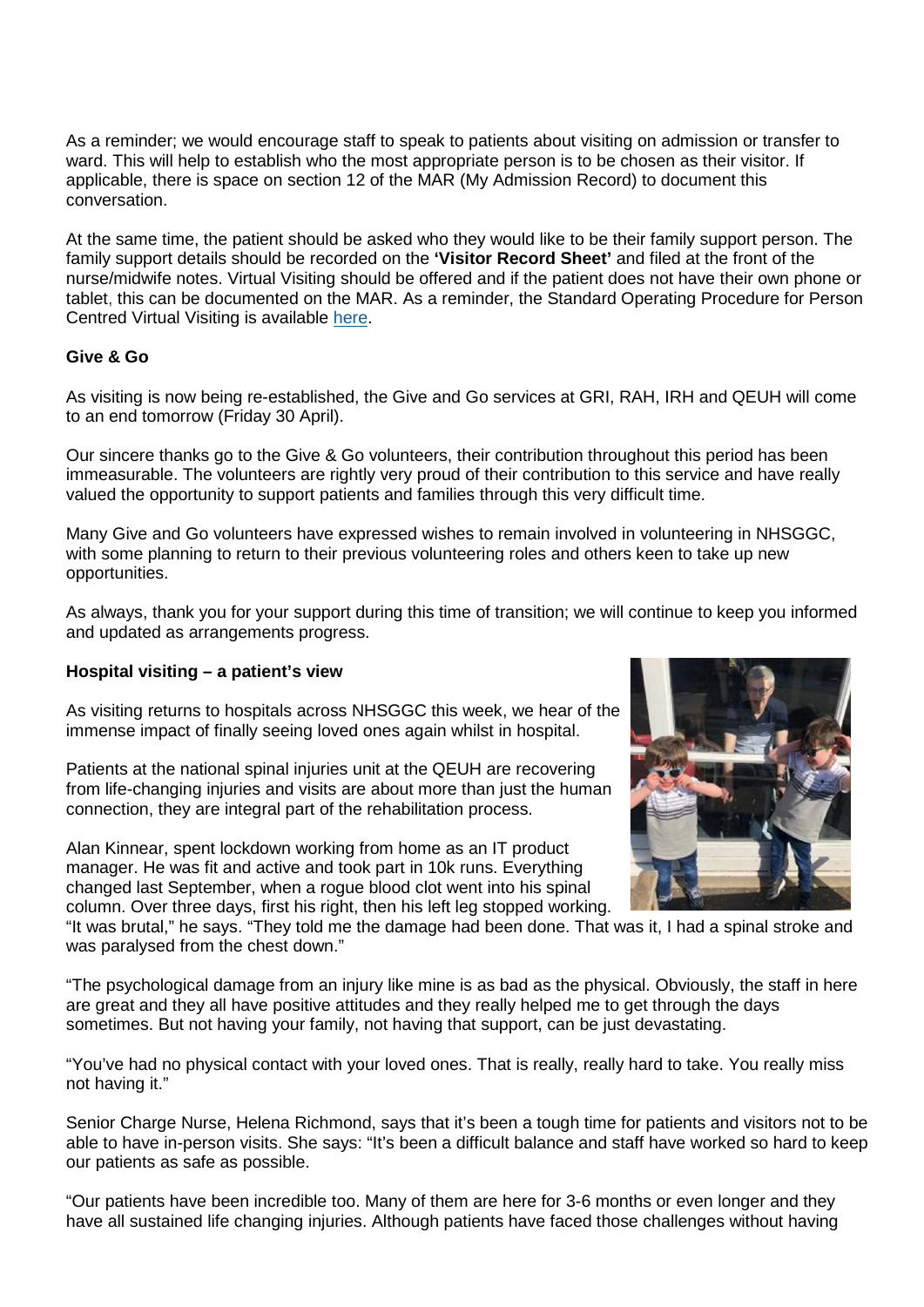As a reminder; we would encourage staff to speak to patients about visiting on admission or transfer to ward. This will help to establish who the most appropriate person is to be chosen as their visitor. If applicable, there is space on section 12 of the MAR (My Admission Record) to document this conversation.

At the same time, the patient should be asked who they would like to be their family support person. The family support details should be recorded on the **'Visitor Record Sheet'** and filed at the front of the nurse/midwife notes. Virtual Visiting should be offered and if the patient does not have their own phone or tablet, this can be documented on the MAR. As a reminder, the Standard Operating Procedure for Person Centred Virtual Visiting is available here.

**Give & Go**

As visiting is now being re-established, the Give and Go services at GRI, RAH, IRH and QEUH will come to an end tomorrow (Friday 30 April).

Our sincere thanks go to the Give & Go volunteers, their contribution throughout this period has been immeasurable. The volunteers are rightly very proud of their contribution to this service and have really valued the opportunity to support patients and families through this very difficult time.

Many Give and Go volunteers have expressed wishes to remain involved in volunteering in NHSGGC, with some planning to return to their previous volunteering roles and others keen to take up new opportunities.

As always, thank you for your support during this time of transition; we will continue to keep you informed and updated as arrangements progress.

**Hospital visiting – a patient's view**

As visiting returns to hospitals across NHSGGC this week, we hear of the immense impact of finally seeing loved ones again whilst in hospital.

Patients at the national spinal injuries unit at the QEUH are recovering from life-changing injuries and visits are about more than just the human connection, they are integral part of the rehabilitation process.

Alan Kinnear, spent lockdown working from home as an IT product manager. He was fit and active and took part in 10k runs. Everything changed last September, when a rogue blood clot went into his spinal column. Over three days, first his right, then his left leg stopped working. "It was brutal," he says. "They told me the damage had been done. That was it, I had a spinal stroke and was paralysed from the chest down."

"The psychological damage from an injury like mine is as bad as the physical. Obviously, the staff in here are great and they all have positive attitudes and they really helped me to get through the days sometimes. But not having your family, not having that support, can be just devastating.

"You've had no physical contact with your loved ones. That is really, really hard to take. You really miss not having it."

Senior Charge Nurse, Helena Richmond, says that it's been a tough time for patients and visitors not to be able to have in-person visits. She says: "It's been a difficult balance and staff have worked so hard to keep our patients as safe as possible.

"Our patients have been incredible too. Many of them are here for 3-6 months or even longer and they have all sustained life changing injuries. Although patients have faced those challenges without having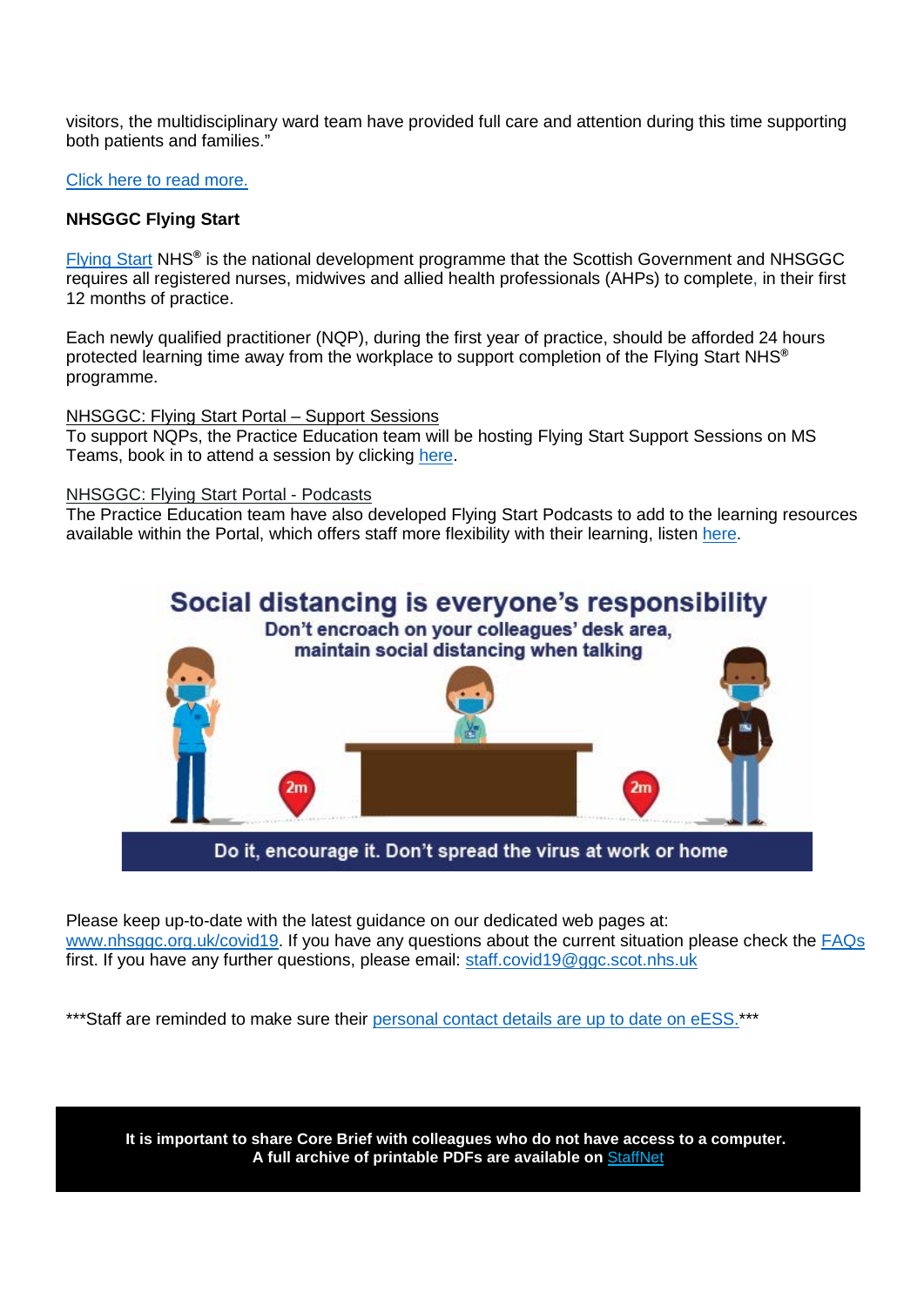visitors, the multidisciplinary ward team have provided full care and attention during this time supporting both patients and families."

Click here to read more.

**NHSGGC Flying Start**

Flying Start NHS® is the national development programme that the Scottish Government and NHSGGC requires all registered nurses, midwives and allied health professionals (AHPs) to complete, in their first 12 months of practice.

Each newly qualified practitioner (NQP), during the first year of practice, should be afforded 24 hours protected learning time away from the workplace to support completion of the Flying Start NHS® programme.

NHSGGC: Flying Start Portal – Support Sessions
To support NQPs, the Practice Education team will be hosting Flying Start Support Sessions on MS Teams, book in to attend a session by clicking here.

NHSGGC: Flying Start Portal - Podcasts
The Practice Education team have also developed Flying Start Podcasts to add to the learning resources available within the Portal, which offers staff more flexibility with their learning, listen here.

Social distancing is everyone's responsibility
Don't encroach on your colleagues' desk area, maintain social distancing when talking
2m
2m
Do it, encourage it. Don't spread the virus at work or home

Please keep up-to-date with the latest guidance on our dedicated web pages at: www.nhsggc.org.uk/covid19. If you have any questions about the current situation please check the FAQs first. If you have any further questions, please email: staff.covid19@ggc.scot.nhs.uk

***Staff are reminded to make sure their personal contact details are up to date on eESS.***

**It is important to share Core Brief with colleagues who do not have access to a computer.**
**A full archive of printable PDFs are available on StaffNet**